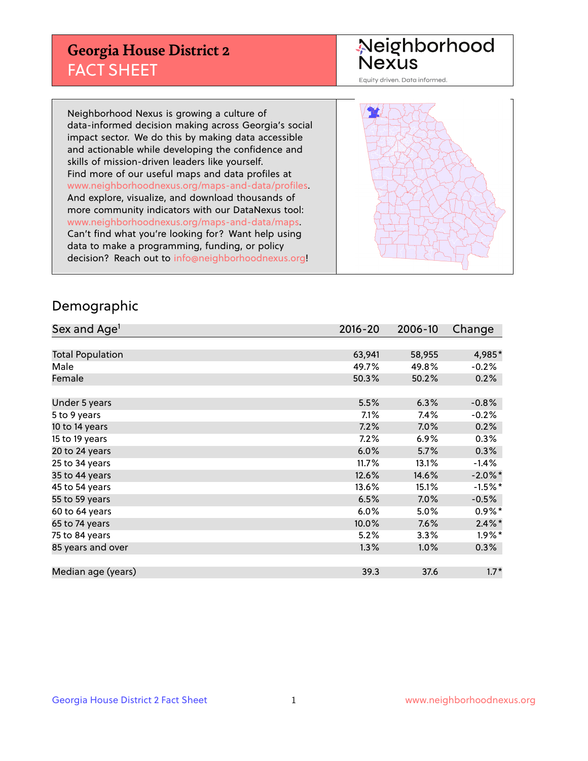# Georgia House District 2
## FACT SHEET

Neighborhood Nexus

Equity driven. Data informed.

Neighborhood Nexus is growing a culture of data-informed decision making across Georgia's social impact sector. We do this by making data accessible and actionable while developing the confidence and skills of mission-driven leaders like yourself. Find more of our useful maps and data profiles at www.neighborhoodnexus.org/maps-and-data/profiles. And explore, visualize, and download thousands of more community indicators with our DataNexus tool: www.neighborhoodnexus.org/maps-and-data/maps. Can't find what you're looking for? Want help using data to make a programming, funding, or policy decision? Reach out to info@neighborhoodnexus.org!

## Demographic

| Sex and Age[1] | 2016-20 | 2006-10 | Change |
|---|---|---|---|
| Total Population | 63,941 | 58,955 | 4,985* |
| Male | 49.7% | 49.8% | -0.2% |
| Female | 50.3% | 50.2% | 0.2% |
| | | | |
| Under 5 years | 5.5% | 6.3% | -0.8% |
| 5 to 9 years | 7.1% | 7.4% | -0.2% |
| 10 to 14 years | 7.2% | 7.0% | 0.2% |
| 15 to 19 years | 7.2% | 6.9% | 0.3% |
| 20 to 24 years | 6.0% | 5.7% | 0.3% |
| 25 to 34 years | 11.7% | 13.1% | -1.4% |
| 35 to 44 years | 12.6% | 14.6% | -2.0%* |
| 45 to 54 years | 13.6% | 15.1% | -1.5%* |
| 55 to 59 years | 6.5% | 7.0% | -0.5% |
| 60 to 64 years | 6.0% | 5.0% | 0.9%* |
| 65 to 74 years | 10.0% | 7.6% | 2.4%* |
| 75 to 84 years | 5.2% | 3.3% | 1.9%* |
| 85 years and over | 1.3% | 1.0% | 0.3% |
| | | | |
| Median age (years) | 39.3 | 37.6 | 1.7* |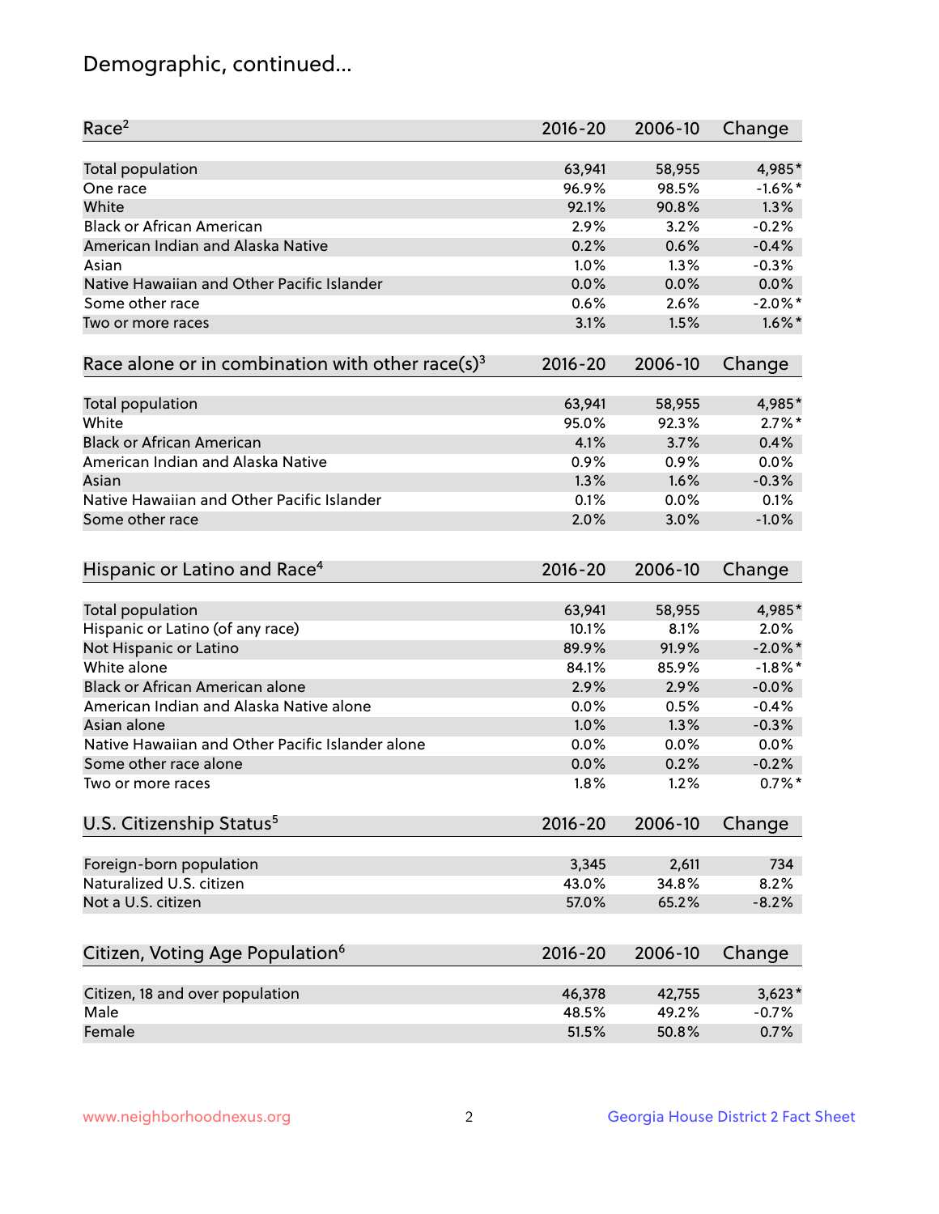## Demographic, continued...

| Race[2] | 2016-20 | 2006-10 | Change |
|---|---|---|---|
| Total population | 63,941 | 58,955 | 4,985* |
| One race | 96.9% | 98.5% | -1.6%* |
| White | 92.1% | 90.8% | 1.3% |
| Black or African American | 2.9% | 3.2% | -0.2% |
| American Indian and Alaska Native | 0.2% | 0.6% | -0.4% |
| Asian | 1.0% | 1.3% | -0.3% |
| Native Hawaiian and Other Pacific Islander | 0.0% | 0.0% | 0.0% |
| Some other race | 0.6% | 2.6% | -2.0%* |
| Two or more races | 3.1% | 1.5% | 1.6%* |

| Race alone or in combination with other race(s)[3] | 2016-20 | 2006-10 | Change |
|---|---|---|---|
| Total population | 63,941 | 58,955 | 4,985* |
| White | 95.0% | 92.3% | 2.7%* |
| Black or African American | 4.1% | 3.7% | 0.4% |
| American Indian and Alaska Native | 0.9% | 0.9% | 0.0% |
| Asian | 1.3% | 1.6% | -0.3% |
| Native Hawaiian and Other Pacific Islander | 0.1% | 0.0% | 0.1% |
| Some other race | 2.0% | 3.0% | -1.0% |

| Hispanic or Latino and Race[4] | 2016-20 | 2006-10 | Change |
|---|---|---|---|
| Total population | 63,941 | 58,955 | 4,985* |
| Hispanic or Latino (of any race) | 10.1% | 8.1% | 2.0% |
| Not Hispanic or Latino | 89.9% | 91.9% | -2.0%* |
| White alone | 84.1% | 85.9% | -1.8%* |
| Black or African American alone | 2.9% | 2.9% | -0.0% |
| American Indian and Alaska Native alone | 0.0% | 0.5% | -0.4% |
| Asian alone | 1.0% | 1.3% | -0.3% |
| Native Hawaiian and Other Pacific Islander alone | 0.0% | 0.0% | 0.0% |
| Some other race alone | 0.0% | 0.2% | -0.2% |
| Two or more races | 1.8% | 1.2% | 0.7%* |

| U.S. Citizenship Status[5] | 2016-20 | 2006-10 | Change |
|---|---|---|---|
| Foreign-born population | 3,345 | 2,611 | 734 |
| Naturalized U.S. citizen | 43.0% | 34.8% | 8.2% |
| Not a U.S. citizen | 57.0% | 65.2% | -8.2% |

| Citizen, Voting Age Population[6] | 2016-20 | 2006-10 | Change |
|---|---|---|---|
| Citizen, 18 and over population | 46,378 | 42,755 | 3,623* |
| Male | 48.5% | 49.2% | -0.7% |
| Female | 51.5% | 50.8% | 0.7% |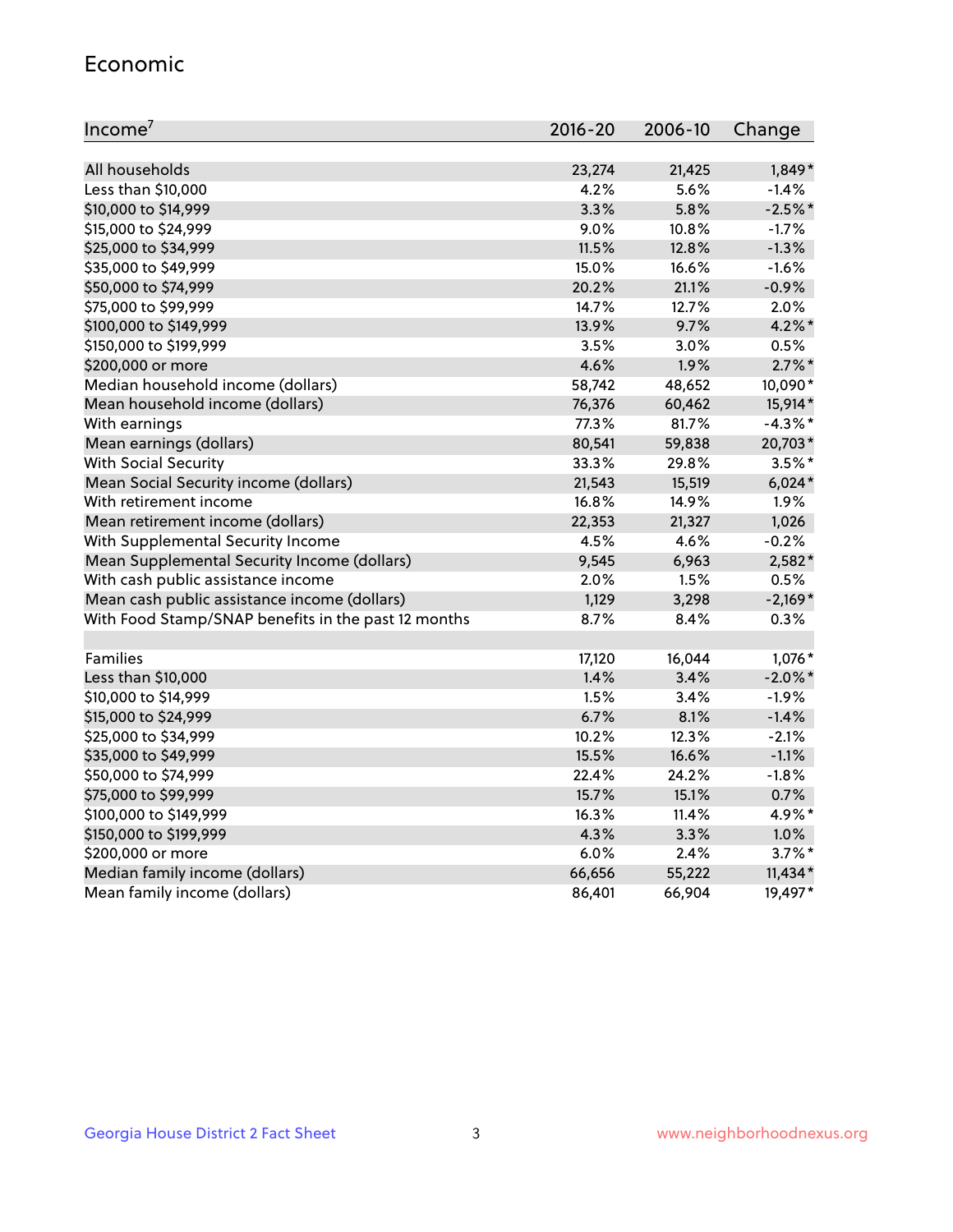## Economic

| Income[7] | 2016-20 | 2006-10 | Change |
|---|---|---|---|
| All households | 23,274 | 21,425 | 1,849* |
| Less than $10,000 | 4.2% | 5.6% | -1.4% |
| $10,000 to $14,999 | 3.3% | 5.8% | -2.5%* |
| $15,000 to $24,999 | 9.0% | 10.8% | -1.7% |
| $25,000 to $34,999 | 11.5% | 12.8% | -1.3% |
| $35,000 to $49,999 | 15.0% | 16.6% | -1.6% |
| $50,000 to $74,999 | 20.2% | 21.1% | -0.9% |
| $75,000 to $99,999 | 14.7% | 12.7% | 2.0% |
| $100,000 to $149,999 | 13.9% | 9.7% | 4.2%* |
| $150,000 to $199,999 | 3.5% | 3.0% | 0.5% |
| $200,000 or more | 4.6% | 1.9% | 2.7%* |
| Median household income (dollars) | 58,742 | 48,652 | 10,090* |
| Mean household income (dollars) | 76,376 | 60,462 | 15,914* |
| With earnings | 77.3% | 81.7% | -4.3%* |
| Mean earnings (dollars) | 80,541 | 59,838 | 20,703* |
| With Social Security | 33.3% | 29.8% | 3.5%* |
| Mean Social Security income (dollars) | 21,543 | 15,519 | 6,024* |
| With retirement income | 16.8% | 14.9% | 1.9% |
| Mean retirement income (dollars) | 22,353 | 21,327 | 1,026 |
| With Supplemental Security Income | 4.5% | 4.6% | -0.2% |
| Mean Supplemental Security Income (dollars) | 9,545 | 6,963 | 2,582* |
| With cash public assistance income | 2.0% | 1.5% | 0.5% |
| Mean cash public assistance income (dollars) | 1,129 | 3,298 | -2,169* |
| With Food Stamp/SNAP benefits in the past 12 months | 8.7% | 8.4% | 0.3% |
| | | | |
| Families | 17,120 | 16,044 | 1,076* |
| Less than $10,000 | 1.4% | 3.4% | -2.0%* |
| $10,000 to $14,999 | 1.5% | 3.4% | -1.9% |
| $15,000 to $24,999 | 6.7% | 8.1% | -1.4% |
| $25,000 to $34,999 | 10.2% | 12.3% | -2.1% |
| $35,000 to $49,999 | 15.5% | 16.6% | -1.1% |
| $50,000 to $74,999 | 22.4% | 24.2% | -1.8% |
| $75,000 to $99,999 | 15.7% | 15.1% | 0.7% |
| $100,000 to $149,999 | 16.3% | 11.4% | 4.9%* |
| $150,000 to $199,999 | 4.3% | 3.3% | 1.0% |
| $200,000 or more | 6.0% | 2.4% | 3.7%* |
| Median family income (dollars) | 66,656 | 55,222 | 11,434* |
| Mean family income (dollars) | 86,401 | 66,904 | 19,497* |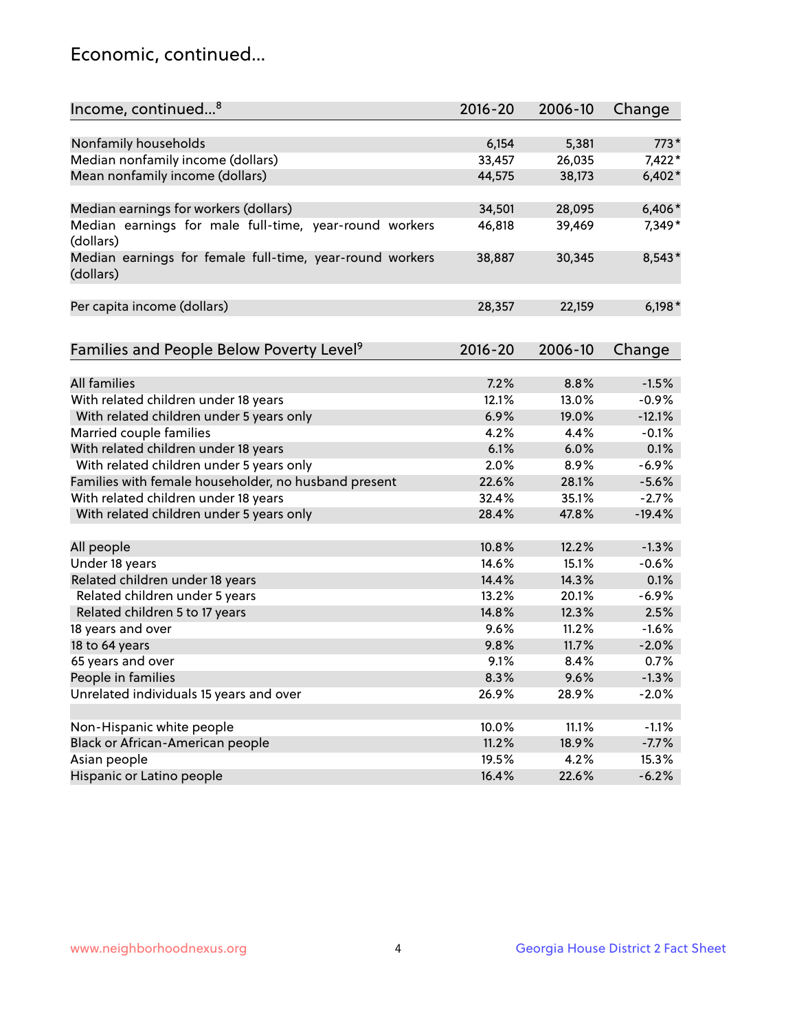## Economic, continued...

| Income, continued...[8] | 2016-20 | 2006-10 | Change |
|---|---|---|---|
| Nonfamily households | 6,154 | 5,381 | 773* |
| Median nonfamily income (dollars) | 33,457 | 26,035 | 7,422* |
| Mean nonfamily income (dollars) | 44,575 | 38,173 | 6,402* |
| Median earnings for workers (dollars) | 34,501 | 28,095 | 6,406* |
| Median earnings for male full-time, year-round workers (dollars) | 46,818 | 39,469 | 7,349* |
| Median earnings for female full-time, year-round workers (dollars) | 38,887 | 30,345 | 8,543* |
| Per capita income (dollars) | 28,357 | 22,159 | 6,198* |

| Families and People Below Poverty Level[9] | 2016-20 | 2006-10 | Change |
|---|---|---|---|
| All families | 7.2% | 8.8% | -1.5% |
| With related children under 18 years | 12.1% | 13.0% | -0.9% |
| With related children under 5 years only | 6.9% | 19.0% | -12.1% |
| Married couple families | 4.2% | 4.4% | -0.1% |
| With related children under 18 years | 6.1% | 6.0% | 0.1% |
| With related children under 5 years only | 2.0% | 8.9% | -6.9% |
| Families with female householder, no husband present | 22.6% | 28.1% | -5.6% |
| With related children under 18 years | 32.4% | 35.1% | -2.7% |
| With related children under 5 years only | 28.4% | 47.8% | -19.4% |
| All people | 10.8% | 12.2% | -1.3% |
| Under 18 years | 14.6% | 15.1% | -0.6% |
| Related children under 18 years | 14.4% | 14.3% | 0.1% |
| Related children under 5 years | 13.2% | 20.1% | -6.9% |
| Related children 5 to 17 years | 14.8% | 12.3% | 2.5% |
| 18 years and over | 9.6% | 11.2% | -1.6% |
| 18 to 64 years | 9.8% | 11.7% | -2.0% |
| 65 years and over | 9.1% | 8.4% | 0.7% |
| People in families | 8.3% | 9.6% | -1.3% |
| Unrelated individuals 15 years and over | 26.9% | 28.9% | -2.0% |
| Non-Hispanic white people | 10.0% | 11.1% | -1.1% |
| Black or African-American people | 11.2% | 18.9% | -7.7% |
| Asian people | 19.5% | 4.2% | 15.3% |
| Hispanic or Latino people | 16.4% | 22.6% | -6.2% |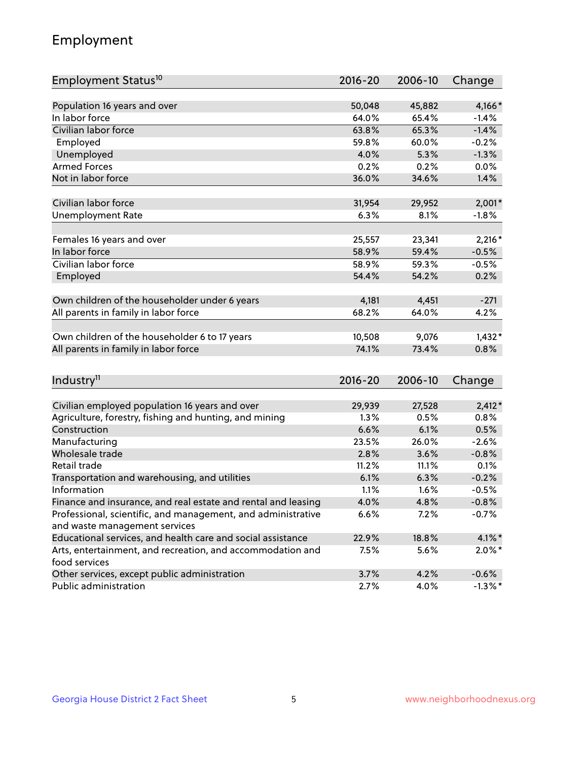# Employment

| Employment Status[10] | 2016-20 | 2006-10 | Change |
|---|---|---|---|
| Population 16 years and over | 50,048 | 45,882 | 4,166* |
| In labor force | 64.0% | 65.4% | -1.4% |
| Civilian labor force | 63.8% | 65.3% | -1.4% |
| Employed | 59.8% | 60.0% | -0.2% |
| Unemployed | 4.0% | 5.3% | -1.3% |
| Armed Forces | 0.2% | 0.2% | 0.0% |
| Not in labor force | 36.0% | 34.6% | 1.4% |
| | | | |
| Civilian labor force | 31,954 | 29,952 | 2,001* |
| Unemployment Rate | 6.3% | 8.1% | -1.8% |
| | | | |
| Females 16 years and over | 25,557 | 23,341 | 2,216* |
| In labor force | 58.9% | 59.4% | -0.5% |
| Civilian labor force | 58.9% | 59.3% | -0.5% |
| Employed | 54.4% | 54.2% | 0.2% |
| | | | |
| Own children of the householder under 6 years | 4,181 | 4,451 | -271 |
| All parents in family in labor force | 68.2% | 64.0% | 4.2% |
| | | | |
| Own children of the householder 6 to 17 years | 10,508 | 9,076 | 1,432* |
| All parents in family in labor force | 74.1% | 73.4% | 0.8% |

| Industry[11] | 2016-20 | 2006-10 | Change |
|---|---|---|---|
| Civilian employed population 16 years and over | 29,939 | 27,528 | 2,412* |
| Agriculture, forestry, fishing and hunting, and mining | 1.3% | 0.5% | 0.8% |
| Construction | 6.6% | 6.1% | 0.5% |
| Manufacturing | 23.5% | 26.0% | -2.6% |
| Wholesale trade | 2.8% | 3.6% | -0.8% |
| Retail trade | 11.2% | 11.1% | 0.1% |
| Transportation and warehousing, and utilities | 6.1% | 6.3% | -0.2% |
| Information | 1.1% | 1.6% | -0.5% |
| Finance and insurance, and real estate and rental and leasing | 4.0% | 4.8% | -0.8% |
| Professional, scientific, and management, and administrative and waste management services | 6.6% | 7.2% | -0.7% |
| Educational services, and health care and social assistance | 22.9% | 18.8% | 4.1%* |
| Arts, entertainment, and recreation, and accommodation and food services | 7.5% | 5.6% | 2.0%* |
| Other services, except public administration | 3.7% | 4.2% | -0.6% |
| Public administration | 2.7% | 4.0% | -1.3%* |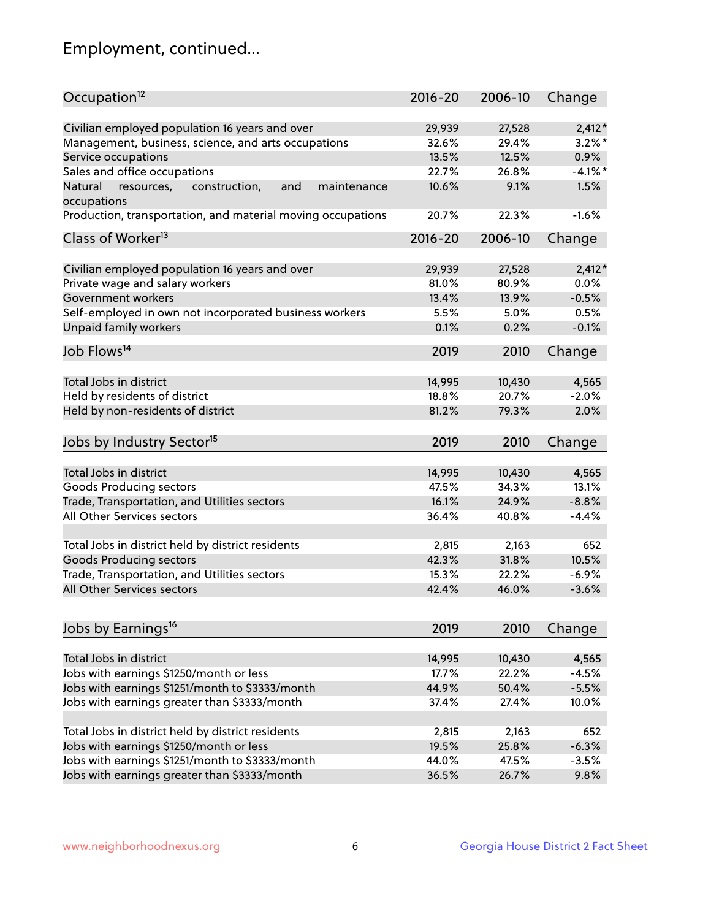## Employment, continued...

| Occupation[12] | 2016-20 | 2006-10 | Change |
|---|---|---|---|
| Civilian employed population 16 years and over | 29,939 | 27,528 | 2,412* |
| Management, business, science, and arts occupations | 32.6% | 29.4% | 3.2%* |
| Service occupations | 13.5% | 12.5% | 0.9% |
| Sales and office occupations | 22.7% | 26.8% | -4.1%* |
| Natural resources, construction, and maintenance occupations | 10.6% | 9.1% | 1.5% |
| Production, transportation, and material moving occupations | 20.7% | 22.3% | -1.6% |

| Class of Worker[13] | 2016-20 | 2006-10 | Change |
|---|---|---|---|
| Civilian employed population 16 years and over | 29,939 | 27,528 | 2,412* |
| Private wage and salary workers | 81.0% | 80.9% | 0.0% |
| Government workers | 13.4% | 13.9% | -0.5% |
| Self-employed in own not incorporated business workers | 5.5% | 5.0% | 0.5% |
| Unpaid family workers | 0.1% | 0.2% | -0.1% |

| Job Flows[14] | 2019 | 2010 | Change |
|---|---|---|---|
| Total Jobs in district | 14,995 | 10,430 | 4,565 |
| Held by residents of district | 18.8% | 20.7% | -2.0% |
| Held by non-residents of district | 81.2% | 79.3% | 2.0% |

| Jobs by Industry Sector[15] | 2019 | 2010 | Change |
|---|---|---|---|
| Total Jobs in district | 14,995 | 10,430 | 4,565 |
| Goods Producing sectors | 47.5% | 34.3% | 13.1% |
| Trade, Transportation, and Utilities sectors | 16.1% | 24.9% | -8.8% |
| All Other Services sectors | 36.4% | 40.8% | -4.4% |
| | | | |
| Total Jobs in district held by district residents | 2,815 | 2,163 | 652 |
| Goods Producing sectors | 42.3% | 31.8% | 10.5% |
| Trade, Transportation, and Utilities sectors | 15.3% | 22.2% | -6.9% |
| All Other Services sectors | 42.4% | 46.0% | -3.6% |

| Jobs by Earnings[16] | 2019 | 2010 | Change |
|---|---|---|---|
| Total Jobs in district | 14,995 | 10,430 | 4,565 |
| Jobs with earnings $1250/month or less | 17.7% | 22.2% | -4.5% |
| Jobs with earnings $1251/month to $3333/month | 44.9% | 50.4% | -5.5% |
| Jobs with earnings greater than $3333/month | 37.4% | 27.4% | 10.0% |
| | | | |
| Total Jobs in district held by district residents | 2,815 | 2,163 | 652 |
| Jobs with earnings $1250/month or less | 19.5% | 25.8% | -6.3% |
| Jobs with earnings $1251/month to $3333/month | 44.0% | 47.5% | -3.5% |
| Jobs with earnings greater than $3333/month | 36.5% | 26.7% | 9.8% |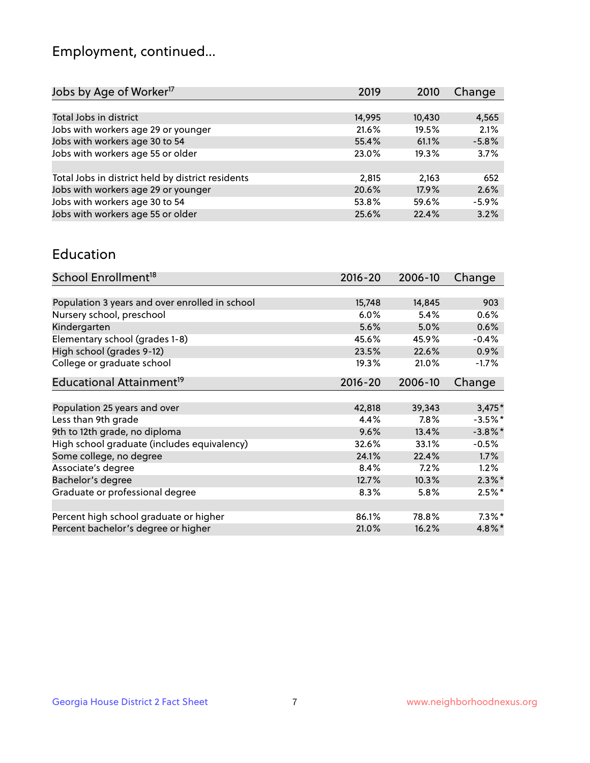## Employment, continued...

| Jobs by Age of Worker[17] | 2019 | 2010 | Change |
|---|---|---|---|
| Total Jobs in district | 14,995 | 10,430 | 4,565 |
| Jobs with workers age 29 or younger | 21.6% | 19.5% | 2.1% |
| Jobs with workers age 30 to 54 | 55.4% | 61.1% | -5.8% |
| Jobs with workers age 55 or older | 23.0% | 19.3% | 3.7% |
| | | | |
| Total Jobs in district held by district residents | 2,815 | 2,163 | 652 |
| Jobs with workers age 29 or younger | 20.6% | 17.9% | 2.6% |
| Jobs with workers age 30 to 54 | 53.8% | 59.6% | -5.9% |
| Jobs with workers age 55 or older | 25.6% | 22.4% | 3.2% |

## Education

| School Enrollment[18] | 2016-20 | 2006-10 | Change |
|---|---|---|---|
| Population 3 years and over enrolled in school | 15,748 | 14,845 | 903 |
| Nursery school, preschool | 6.0% | 5.4% | 0.6% |
| Kindergarten | 5.6% | 5.0% | 0.6% |
| Elementary school (grades 1-8) | 45.6% | 45.9% | -0.4% |
| High school (grades 9-12) | 23.5% | 22.6% | 0.9% |
| College or graduate school | 19.3% | 21.0% | -1.7% |

| Educational Attainment[19] | 2016-20 | 2006-10 | Change |
|---|---|---|---|
| Population 25 years and over | 42,818 | 39,343 | 3,475* |
| Less than 9th grade | 4.4% | 7.8% | -3.5%* |
| 9th to 12th grade, no diploma | 9.6% | 13.4% | -3.8%* |
| High school graduate (includes equivalency) | 32.6% | 33.1% | -0.5% |
| Some college, no degree | 24.1% | 22.4% | 1.7% |
| Associate's degree | 8.4% | 7.2% | 1.2% |
| Bachelor's degree | 12.7% | 10.3% | 2.3%* |
| Graduate or professional degree | 8.3% | 5.8% | 2.5%* |
| | | | |
| Percent high school graduate or higher | 86.1% | 78.8% | 7.3%* |
| Percent bachelor's degree or higher | 21.0% | 16.2% | 4.8%* |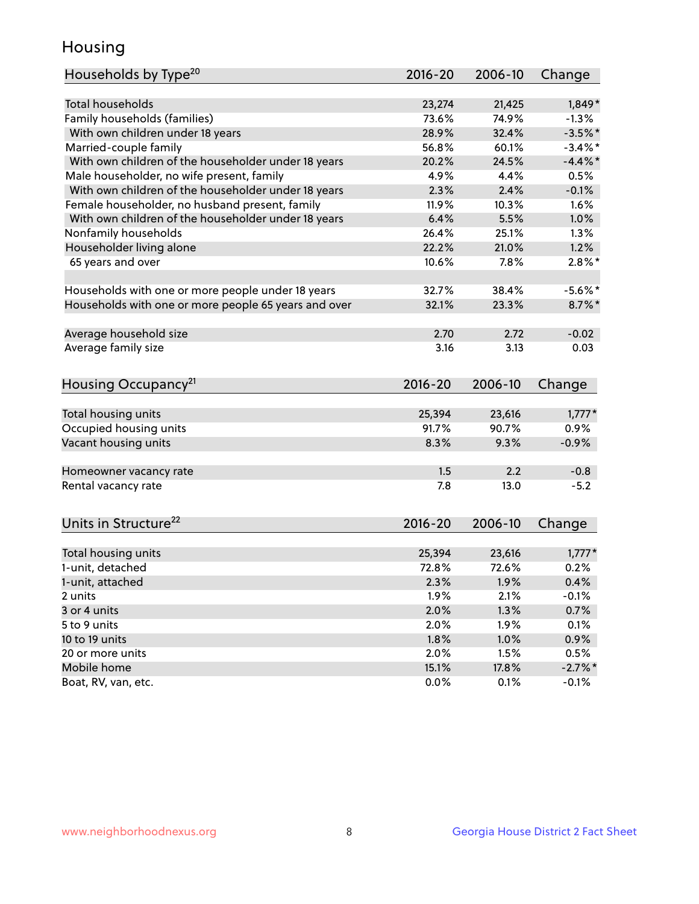# Housing

| Households by Type[20] | 2016-20 | 2006-10 | Change |
|---|---|---|---|
| Total households | 23,274 | 21,425 | 1,849* |
| Family households (families) | 73.6% | 74.9% | -1.3% |
| With own children under 18 years | 28.9% | 32.4% | -3.5%* |
| Married-couple family | 56.8% | 60.1% | -3.4%* |
| With own children of the householder under 18 years | 20.2% | 24.5% | -4.4%* |
| Male householder, no wife present, family | 4.9% | 4.4% | 0.5% |
| With own children of the householder under 18 years | 2.3% | 2.4% | -0.1% |
| Female householder, no husband present, family | 11.9% | 10.3% | 1.6% |
| With own children of the householder under 18 years | 6.4% | 5.5% | 1.0% |
| Nonfamily households | 26.4% | 25.1% | 1.3% |
| Householder living alone | 22.2% | 21.0% | 1.2% |
| 65 years and over | 10.6% | 7.8% | 2.8%* |
| Households with one or more people under 18 years | 32.7% | 38.4% | -5.6%* |
| Households with one or more people 65 years and over | 32.1% | 23.3% | 8.7%* |
| Average household size | 2.70 | 2.72 | -0.02 |
| Average family size | 3.16 | 3.13 | 0.03 |

| Housing Occupancy[21] | 2016-20 | 2006-10 | Change |
|---|---|---|---|
| Total housing units | 25,394 | 23,616 | 1,777* |
| Occupied housing units | 91.7% | 90.7% | 0.9% |
| Vacant housing units | 8.3% | 9.3% | -0.9% |
| Homeowner vacancy rate | 1.5 | 2.2 | -0.8 |
| Rental vacancy rate | 7.8 | 13.0 | -5.2 |

| Units in Structure[22] | 2016-20 | 2006-10 | Change |
|---|---|---|---|
| Total housing units | 25,394 | 23,616 | 1,777* |
| 1-unit, detached | 72.8% | 72.6% | 0.2% |
| 1-unit, attached | 2.3% | 1.9% | 0.4% |
| 2 units | 1.9% | 2.1% | -0.1% |
| 3 or 4 units | 2.0% | 1.3% | 0.7% |
| 5 to 9 units | 2.0% | 1.9% | 0.1% |
| 10 to 19 units | 1.8% | 1.0% | 0.9% |
| 20 or more units | 2.0% | 1.5% | 0.5% |
| Mobile home | 15.1% | 17.8% | -2.7%* |
| Boat, RV, van, etc. | 0.0% | 0.1% | -0.1% |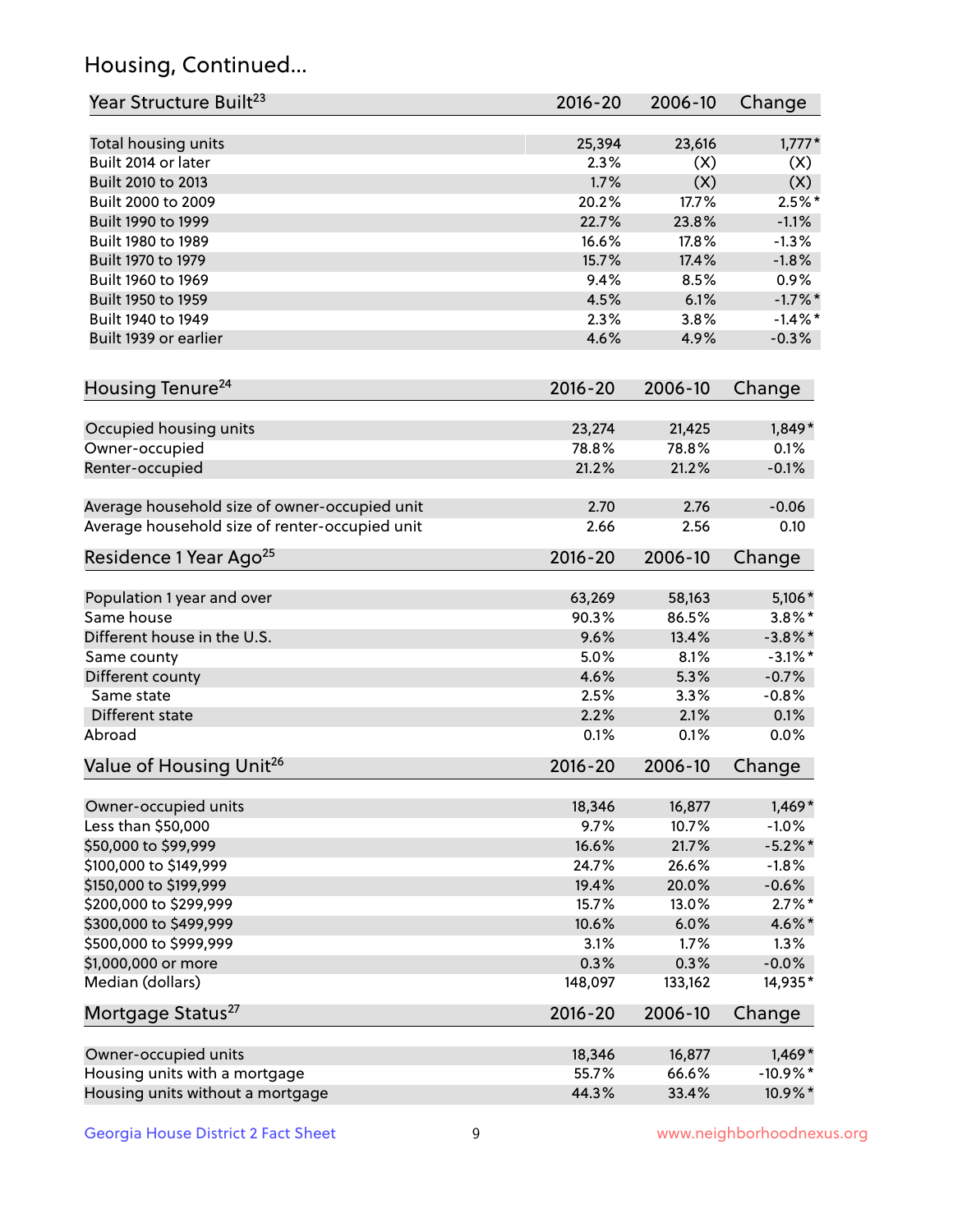## Housing, Continued...

| Year Structure Built[23] | 2016-20 | 2006-10 | Change |
| --- | --- | --- | --- |
| Total housing units | 25,394 | 23,616 | 1,777* |
| Built 2014 or later | 2.3% | (X) | (X) |
| Built 2010 to 2013 | 1.7% | (X) | (X) |
| Built 2000 to 2009 | 20.2% | 17.7% | 2.5%* |
| Built 1990 to 1999 | 22.7% | 23.8% | -1.1% |
| Built 1980 to 1989 | 16.6% | 17.8% | -1.3% |
| Built 1970 to 1979 | 15.7% | 17.4% | -1.8% |
| Built 1960 to 1969 | 9.4% | 8.5% | 0.9% |
| Built 1950 to 1959 | 4.5% | 6.1% | -1.7%* |
| Built 1940 to 1949 | 2.3% | 3.8% | -1.4%* |
| Built 1939 or earlier | 4.6% | 4.9% | -0.3% |

| Housing Tenure[24] | 2016-20 | 2006-10 | Change |
| --- | --- | --- | --- |
| Occupied housing units | 23,274 | 21,425 | 1,849* |
| Owner-occupied | 78.8% | 78.8% | 0.1% |
| Renter-occupied | 21.2% | 21.2% | -0.1% |
| Average household size of owner-occupied unit | 2.70 | 2.76 | -0.06 |
| Average household size of renter-occupied unit | 2.66 | 2.56 | 0.10 |

| Residence 1 Year Ago[25] | 2016-20 | 2006-10 | Change |
| --- | --- | --- | --- |
| Population 1 year and over | 63,269 | 58,163 | 5,106* |
| Same house | 90.3% | 86.5% | 3.8%* |
| Different house in the U.S. | 9.6% | 13.4% | -3.8%* |
| Same county | 5.0% | 8.1% | -3.1%* |
| Different county | 4.6% | 5.3% | -0.7% |
| Same state | 2.5% | 3.3% | -0.8% |
| Different state | 2.2% | 2.1% | 0.1% |
| Abroad | 0.1% | 0.1% | 0.0% |

| Value of Housing Unit[26] | 2016-20 | 2006-10 | Change |
| --- | --- | --- | --- |
| Owner-occupied units | 18,346 | 16,877 | 1,469* |
| Less than $50,000 | 9.7% | 10.7% | -1.0% |
| $50,000 to $99,999 | 16.6% | 21.7% | -5.2%* |
| $100,000 to $149,999 | 24.7% | 26.6% | -1.8% |
| $150,000 to $199,999 | 19.4% | 20.0% | -0.6% |
| $200,000 to $299,999 | 15.7% | 13.0% | 2.7%* |
| $300,000 to $499,999 | 10.6% | 6.0% | 4.6%* |
| $500,000 to $999,999 | 3.1% | 1.7% | 1.3% |
| $1,000,000 or more | 0.3% | 0.3% | -0.0% |
| Median (dollars) | 148,097 | 133,162 | 14,935* |

| Mortgage Status[27] | 2016-20 | 2006-10 | Change |
| --- | --- | --- | --- |
| Owner-occupied units | 18,346 | 16,877 | 1,469* |
| Housing units with a mortgage | 55.7% | 66.6% | -10.9%* |
| Housing units without a mortgage | 44.3% | 33.4% | 10.9%* |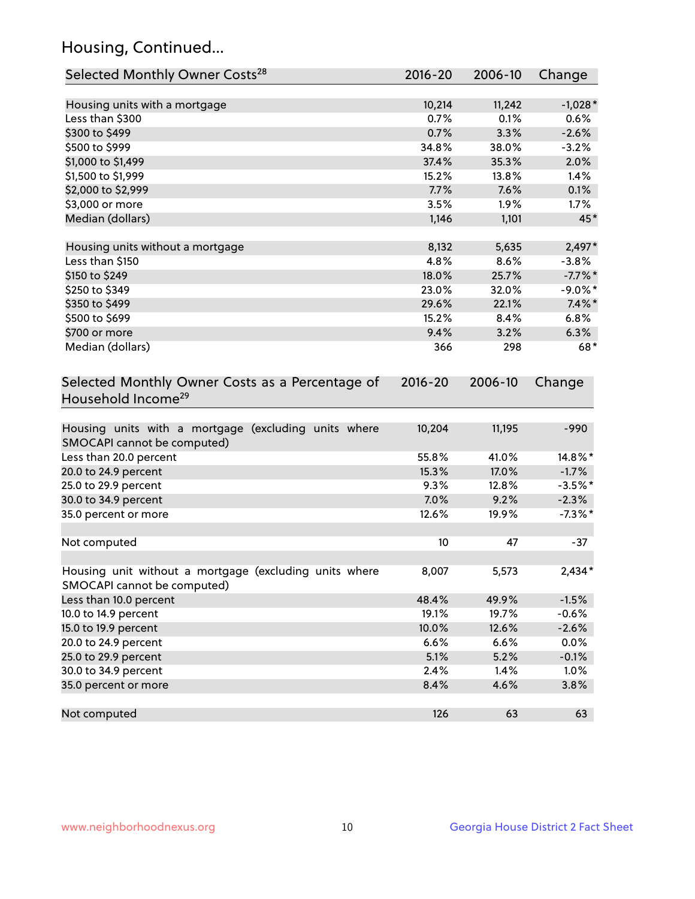## Housing, Continued...

| Selected Monthly Owner Costs[28] | 2016-20 | 2006-10 | Change |
|---|---|---|---|
| Housing units with a mortgage | 10,214 | 11,242 | -1,028* |
| Less than $300 | 0.7% | 0.1% | 0.6% |
| $300 to $499 | 0.7% | 3.3% | -2.6% |
| $500 to $999 | 34.8% | 38.0% | -3.2% |
| $1,000 to $1,499 | 37.4% | 35.3% | 2.0% |
| $1,500 to $1,999 | 15.2% | 13.8% | 1.4% |
| $2,000 to $2,999 | 7.7% | 7.6% | 0.1% |
| $3,000 or more | 3.5% | 1.9% | 1.7% |
| Median (dollars) | 1,146 | 1,101 | 45* |
| | | | |
| Housing units without a mortgage | 8,132 | 5,635 | 2,497* |
| Less than $150 | 4.8% | 8.6% | -3.8% |
| $150 to $249 | 18.0% | 25.7% | -7.7%* |
| $250 to $349 | 23.0% | 32.0% | -9.0%* |
| $350 to $499 | 29.6% | 22.1% | 7.4%* |
| $500 to $699 | 15.2% | 8.4% | 6.8% |
| $700 or more | 9.4% | 3.2% | 6.3% |
| Median (dollars) | 366 | 298 | 68* |

| Selected Monthly Owner Costs as a Percentage of Household Income[29] | 2016-20 | 2006-10 | Change |
|---|---|---|---|
| Housing units with a mortgage (excluding units where SMOCAPI cannot be computed) | 10,204 | 11,195 | -990 |
| Less than 20.0 percent | 55.8% | 41.0% | 14.8%* |
| 20.0 to 24.9 percent | 15.3% | 17.0% | -1.7% |
| 25.0 to 29.9 percent | 9.3% | 12.8% | -3.5%* |
| 30.0 to 34.9 percent | 7.0% | 9.2% | -2.3% |
| 35.0 percent or more | 12.6% | 19.9% | -7.3%* |
| | | | |
| Not computed | 10 | 47 | -37 |
| | | | |
| Housing unit without a mortgage (excluding units where SMOCAPI cannot be computed) | 8,007 | 5,573 | 2,434* |
| Less than 10.0 percent | 48.4% | 49.9% | -1.5% |
| 10.0 to 14.9 percent | 19.1% | 19.7% | -0.6% |
| 15.0 to 19.9 percent | 10.0% | 12.6% | -2.6% |
| 20.0 to 24.9 percent | 6.6% | 6.6% | 0.0% |
| 25.0 to 29.9 percent | 5.1% | 5.2% | -0.1% |
| 30.0 to 34.9 percent | 2.4% | 1.4% | 1.0% |
| 35.0 percent or more | 8.4% | 4.6% | 3.8% |
| | | | |
| Not computed | 126 | 63 | 63 |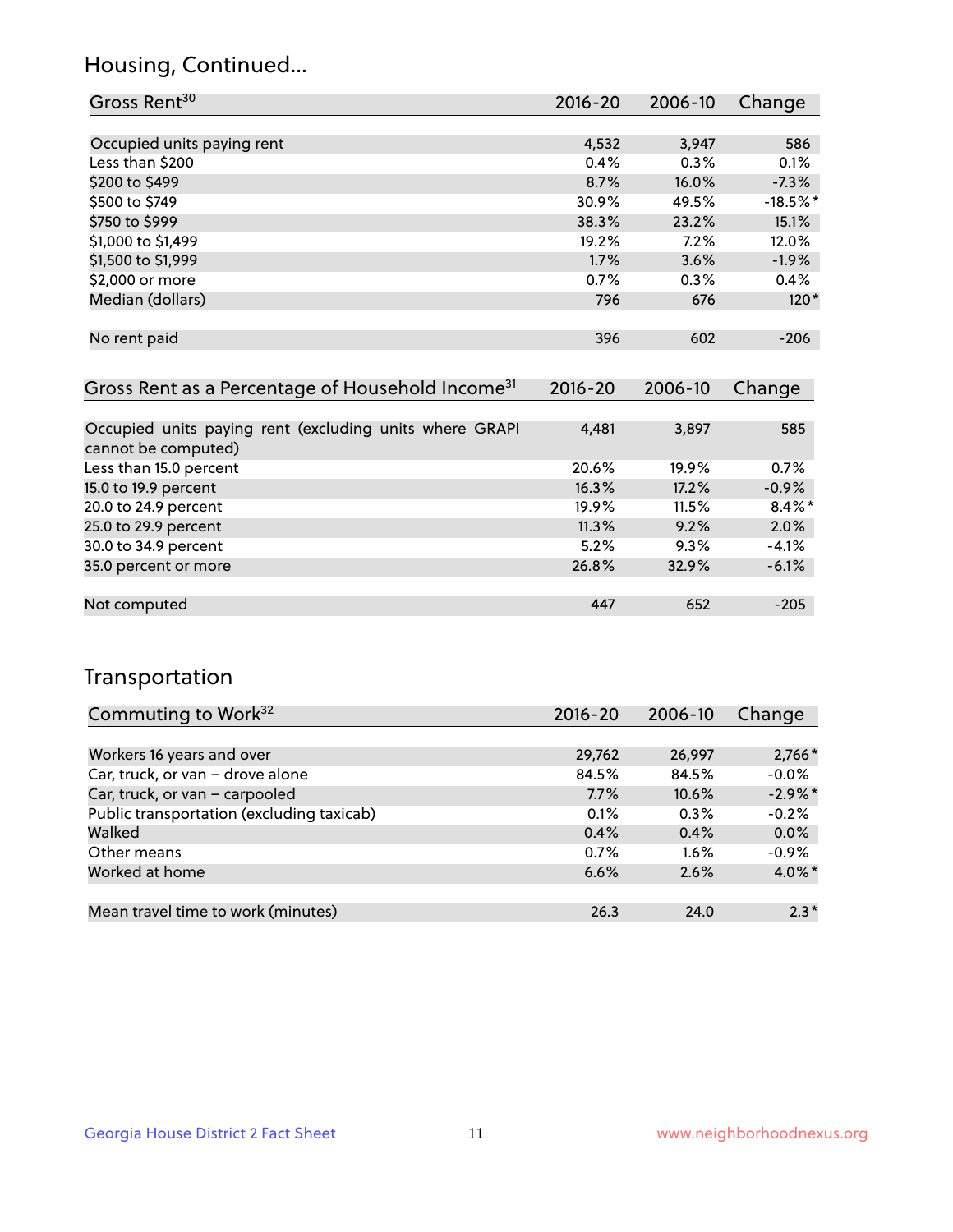## Housing, Continued...

| Gross Rent[30] | 2016-20 | 2006-10 | Change |
|---|---|---|---|
| Occupied units paying rent | 4,532 | 3,947 | 586 |
| Less than $200 | 0.4% | 0.3% | 0.1% |
| $200 to $499 | 8.7% | 16.0% | -7.3% |
| $500 to $749 | 30.9% | 49.5% | -18.5%* |
| $750 to $999 | 38.3% | 23.2% | 15.1% |
| $1,000 to $1,499 | 19.2% | 7.2% | 12.0% |
| $1,500 to $1,999 | 1.7% | 3.6% | -1.9% |
| $2,000 or more | 0.7% | 0.3% | 0.4% |
| Median (dollars) | 796 | 676 | 120* |
| No rent paid | 396 | 602 | -206 |

| Gross Rent as a Percentage of Household Income[31] | 2016-20 | 2006-10 | Change |
|---|---|---|---|
| Occupied units paying rent (excluding units where GRAPI cannot be computed) | 4,481 | 3,897 | 585 |
| Less than 15.0 percent | 20.6% | 19.9% | 0.7% |
| 15.0 to 19.9 percent | 16.3% | 17.2% | -0.9% |
| 20.0 to 24.9 percent | 19.9% | 11.5% | 8.4%* |
| 25.0 to 29.9 percent | 11.3% | 9.2% | 2.0% |
| 30.0 to 34.9 percent | 5.2% | 9.3% | -4.1% |
| 35.0 percent or more | 26.8% | 32.9% | -6.1% |
| Not computed | 447 | 652 | -205 |

## Transportation

| Commuting to Work[32] | 2016-20 | 2006-10 | Change |
|---|---|---|---|
| Workers 16 years and over | 29,762 | 26,997 | 2,766* |
| Car, truck, or van – drove alone | 84.5% | 84.5% | -0.0% |
| Car, truck, or van – carpooled | 7.7% | 10.6% | -2.9%* |
| Public transportation (excluding taxicab) | 0.1% | 0.3% | -0.2% |
| Walked | 0.4% | 0.4% | 0.0% |
| Other means | 0.7% | 1.6% | -0.9% |
| Worked at home | 6.6% | 2.6% | 4.0%* |
| Mean travel time to work (minutes) | 26.3 | 24.0 | 2.3* |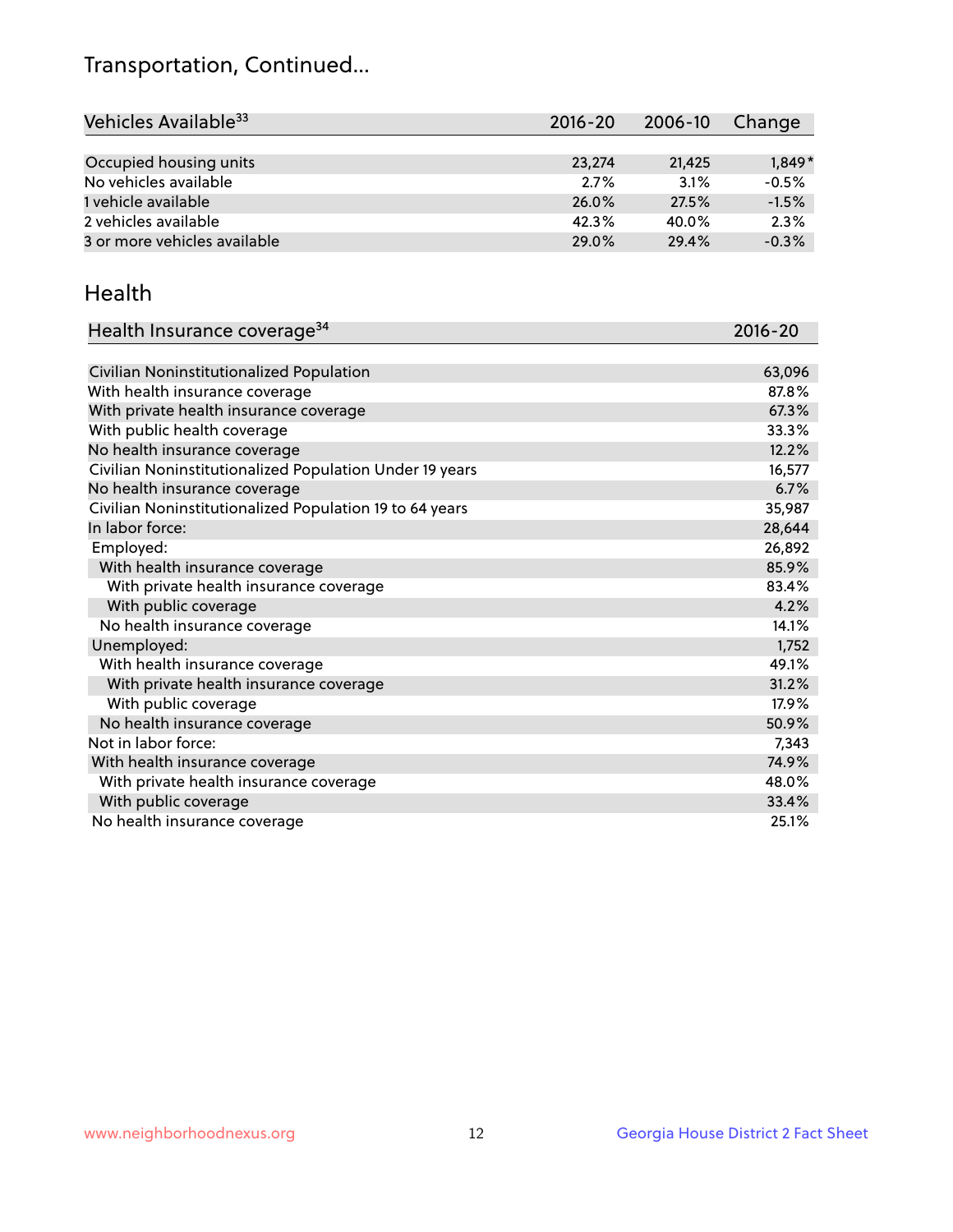## Transportation, Continued...

| Vehicles Available[33] | 2016-20 | 2006-10 | Change |
|---|---|---|---|
| Occupied housing units | 23,274 | 21,425 | 1,849* |
| No vehicles available | 2.7% | 3.1% | -0.5% |
| 1 vehicle available | 26.0% | 27.5% | -1.5% |
| 2 vehicles available | 42.3% | 40.0% | 2.3% |
| 3 or more vehicles available | 29.0% | 29.4% | -0.3% |

## Health

| Health Insurance coverage[34] | 2016-20 |
|---|---|
| Civilian Noninstitutionalized Population | 63,096 |
| With health insurance coverage | 87.8% |
| With private health insurance coverage | 67.3% |
| With public health coverage | 33.3% |
| No health insurance coverage | 12.2% |
| Civilian Noninstitutionalized Population Under 19 years | 16,577 |
| No health insurance coverage | 6.7% |
| Civilian Noninstitutionalized Population 19 to 64 years | 35,987 |
| In labor force: | 28,644 |
| Employed: | 26,892 |
| With health insurance coverage | 85.9% |
| With private health insurance coverage | 83.4% |
| With public coverage | 4.2% |
| No health insurance coverage | 14.1% |
| Unemployed: | 1,752 |
| With health insurance coverage | 49.1% |
| With private health insurance coverage | 31.2% |
| With public coverage | 17.9% |
| No health insurance coverage | 50.9% |
| Not in labor force: | 7,343 |
| With health insurance coverage | 74.9% |
| With private health insurance coverage | 48.0% |
| With public coverage | 33.4% |
| No health insurance coverage | 25.1% |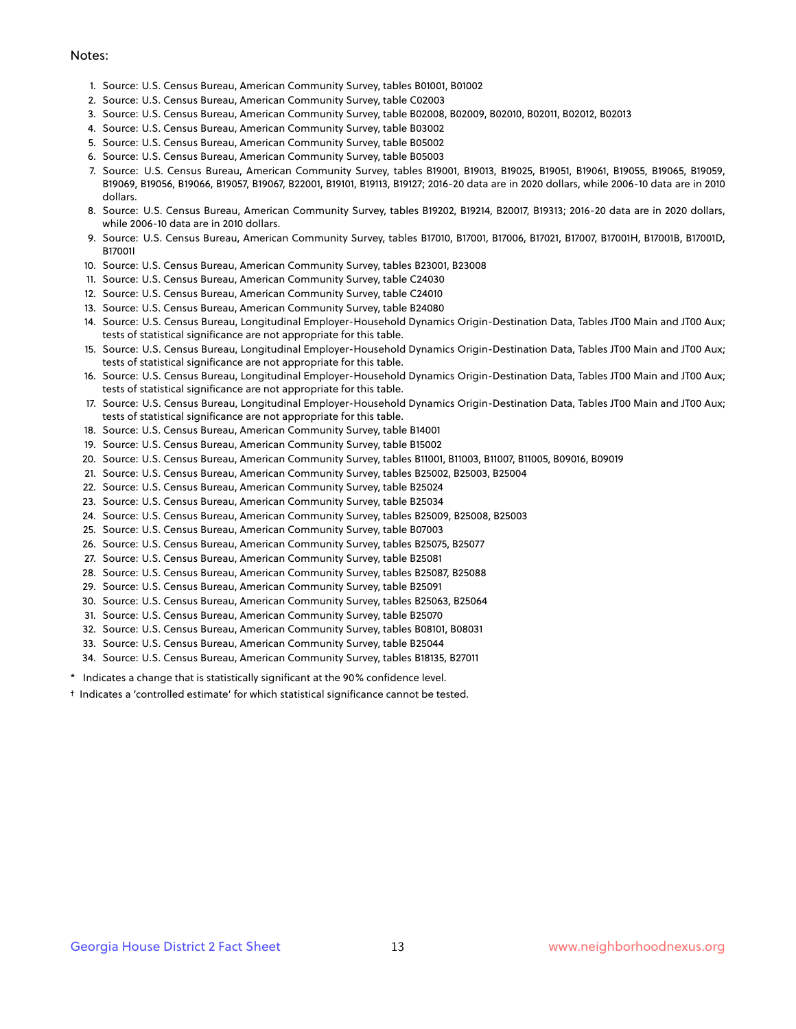Notes:

1. Source: U.S. Census Bureau, American Community Survey, tables B01001, B01002
2. Source: U.S. Census Bureau, American Community Survey, table C02003
3. Source: U.S. Census Bureau, American Community Survey, table B02008, B02009, B02010, B02011, B02012, B02013
4. Source: U.S. Census Bureau, American Community Survey, table B03002
5. Source: U.S. Census Bureau, American Community Survey, table B05002
6. Source: U.S. Census Bureau, American Community Survey, table B05003
7. Source: U.S. Census Bureau, American Community Survey, tables B19001, B19013, B19025, B19051, B19061, B19055, B19065, B19059, B19069, B19056, B19066, B19057, B19067, B22001, B19101, B19113, B19127; 2016-20 data are in 2020 dollars, while 2006-10 data are in 2010 dollars.
8. Source: U.S. Census Bureau, American Community Survey, tables B19202, B19214, B20017, B19313; 2016-20 data are in 2020 dollars, while 2006-10 data are in 2010 dollars.
9. Source: U.S. Census Bureau, American Community Survey, tables B17010, B17001, B17006, B17021, B17007, B17001H, B17001B, B17001D, B17001I
10. Source: U.S. Census Bureau, American Community Survey, tables B23001, B23008
11. Source: U.S. Census Bureau, American Community Survey, table C24030
12. Source: U.S. Census Bureau, American Community Survey, table C24010
13. Source: U.S. Census Bureau, American Community Survey, table B24080
14. Source: U.S. Census Bureau, Longitudinal Employer-Household Dynamics Origin-Destination Data, Tables JT00 Main and JT00 Aux; tests of statistical significance are not appropriate for this table.
15. Source: U.S. Census Bureau, Longitudinal Employer-Household Dynamics Origin-Destination Data, Tables JT00 Main and JT00 Aux; tests of statistical significance are not appropriate for this table.
16. Source: U.S. Census Bureau, Longitudinal Employer-Household Dynamics Origin-Destination Data, Tables JT00 Main and JT00 Aux; tests of statistical significance are not appropriate for this table.
17. Source: U.S. Census Bureau, Longitudinal Employer-Household Dynamics Origin-Destination Data, Tables JT00 Main and JT00 Aux; tests of statistical significance are not appropriate for this table.
18. Source: U.S. Census Bureau, American Community Survey, table B14001
19. Source: U.S. Census Bureau, American Community Survey, table B15002
20. Source: U.S. Census Bureau, American Community Survey, tables B11001, B11003, B11007, B11005, B09016, B09019
21. Source: U.S. Census Bureau, American Community Survey, tables B25002, B25003, B25004
22. Source: U.S. Census Bureau, American Community Survey, table B25024
23. Source: U.S. Census Bureau, American Community Survey, table B25034
24. Source: U.S. Census Bureau, American Community Survey, tables B25009, B25008, B25003
25. Source: U.S. Census Bureau, American Community Survey, table B07003
26. Source: U.S. Census Bureau, American Community Survey, tables B25075, B25077
27. Source: U.S. Census Bureau, American Community Survey, table B25081
28. Source: U.S. Census Bureau, American Community Survey, tables B25087, B25088
29. Source: U.S. Census Bureau, American Community Survey, table B25091
30. Source: U.S. Census Bureau, American Community Survey, tables B25063, B25064
31. Source: U.S. Census Bureau, American Community Survey, table B25070
32. Source: U.S. Census Bureau, American Community Survey, tables B08101, B08031
33. Source: U.S. Census Bureau, American Community Survey, table B25044
34. Source: U.S. Census Bureau, American Community Survey, tables B18135, B27011

\* Indicates a change that is statistically significant at the 90% confidence level.

† Indicates a 'controlled estimate' for which statistical significance cannot be tested.